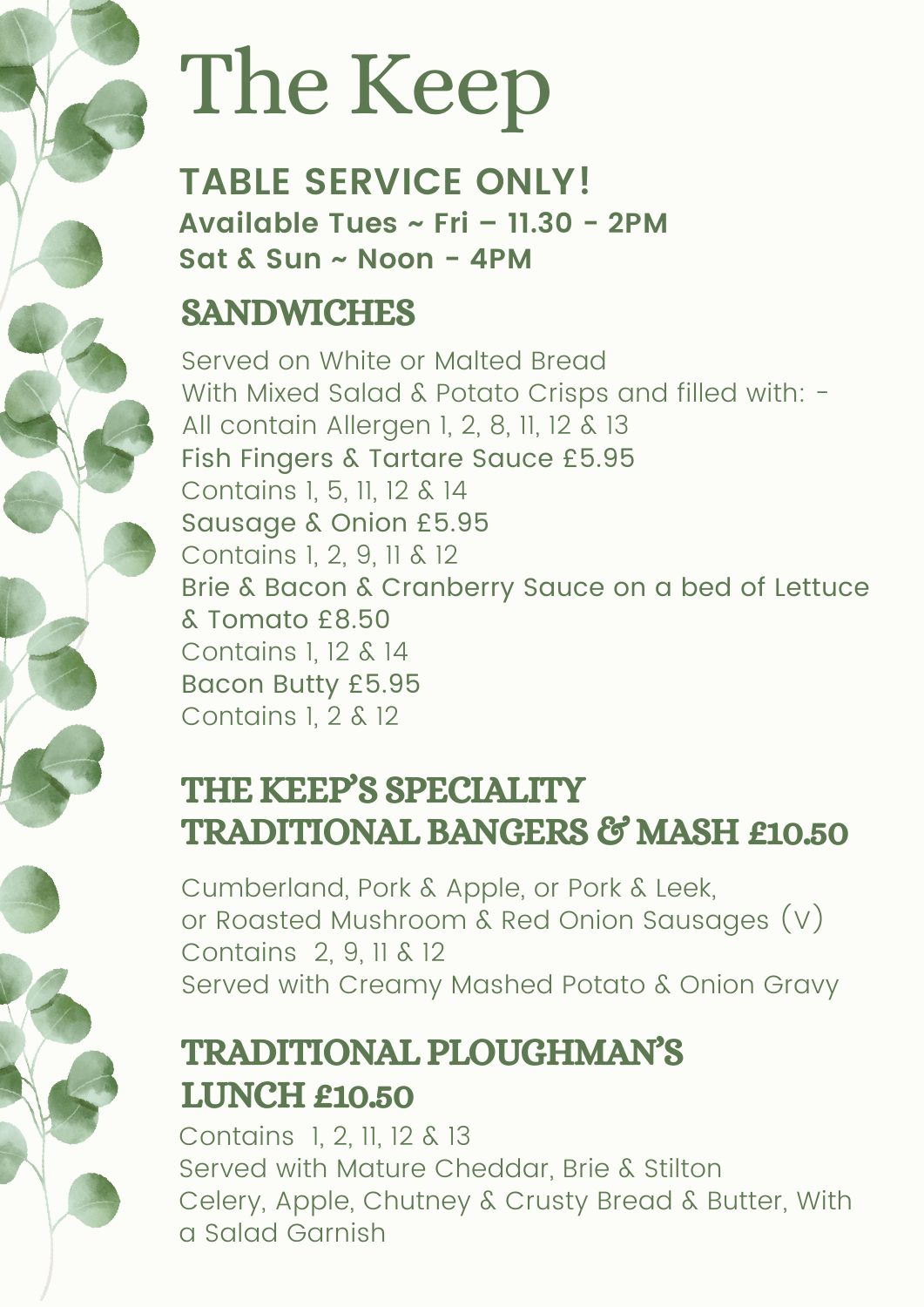# The Keep

**TABLE SERVICE ONLY!**

**Available Tues ~ Fri – 11.30 - 2PM**

**Sat & Sun ~ Noon - 4PM**

## SANDWICHES

Served on White or Malted Bread
With Mixed Salad & Potato Crisps and filled with: -
All contain Allergen 1, 2, 8, 11, 12 & 13

Fish Fingers & Tartare Sauce £5.95
Contains 1, 5, 11, 12 & 14

Sausage & Onion £5.95
Contains 1, 2, 9, 11 & 12

Brie & Bacon & Cranberry Sauce on a bed of Lettuce & Tomato £8.50
Contains 1, 12 & 14

Bacon Butty £5.95
Contains 1, 2 & 12

## THE KEEP'S SPECIALITY TRADITIONAL BANGERS & MASH £10.50

Cumberland, Pork & Apple, or Pork & Leek,
or Roasted Mushroom & Red Onion Sausages (V)
Contains 2, 9, 11 & 12
Served with Creamy Mashed Potato & Onion Gravy

## TRADITIONAL PLOUGHMAN'S LUNCH £10.50

Contains 1, 2, 11, 12 & 13
Served with Mature Cheddar, Brie & Stilton
Celery, Apple, Chutney & Crusty Bread & Butter, With a Salad Garnish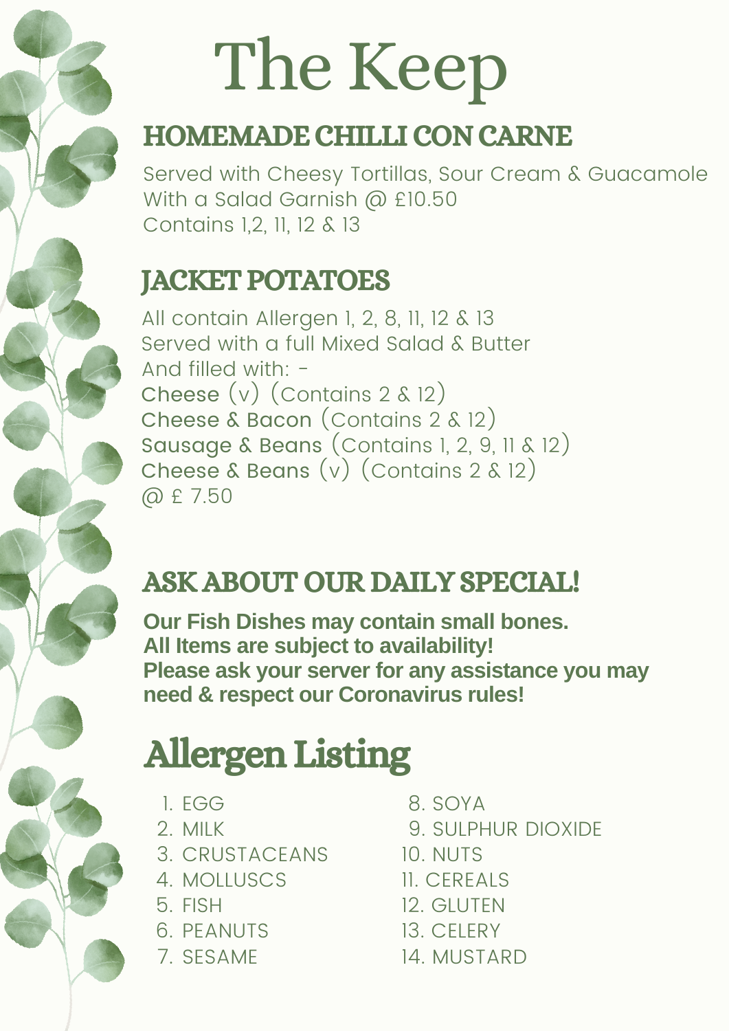# The Keep

## HOMEMADE CHILLI CON CARNE

Served with Cheesy Tortillas, Sour Cream & Guacamole
With a Salad Garnish @ £10.50
Contains 1,2, 11, 12 & 13

## JACKET POTATOES

All contain Allergen 1, 2, 8, 11, 12 & 13
Served with a full Mixed Salad & Butter
And filled with: -
Cheese (v) (Contains 2 & 12)
Cheese & Bacon (Contains 2 & 12)
Sausage & Beans (Contains 1, 2, 9, 11 & 12)
Cheese & Beans (v) (Contains 2 & 12)
@ £ 7.50

## ASK ABOUT OUR DAILY SPECIAL!

**Our Fish Dishes may contain small bones.**
**All Items are subject to availability!**
**Please ask your server for any assistance you may need & respect our Coronavirus rules!**

# Allergen Listing

1. EGG
2. MILK
3. CRUSTACEANS
4. MOLLUSCS
5. FISH
6. PEANUTS
7. SESAME
8. SOYA
9. SULPHUR DIOXIDE
10. NUTS
11. CEREALS
12. GLUTEN
13. CELERY
14. MUSTARD